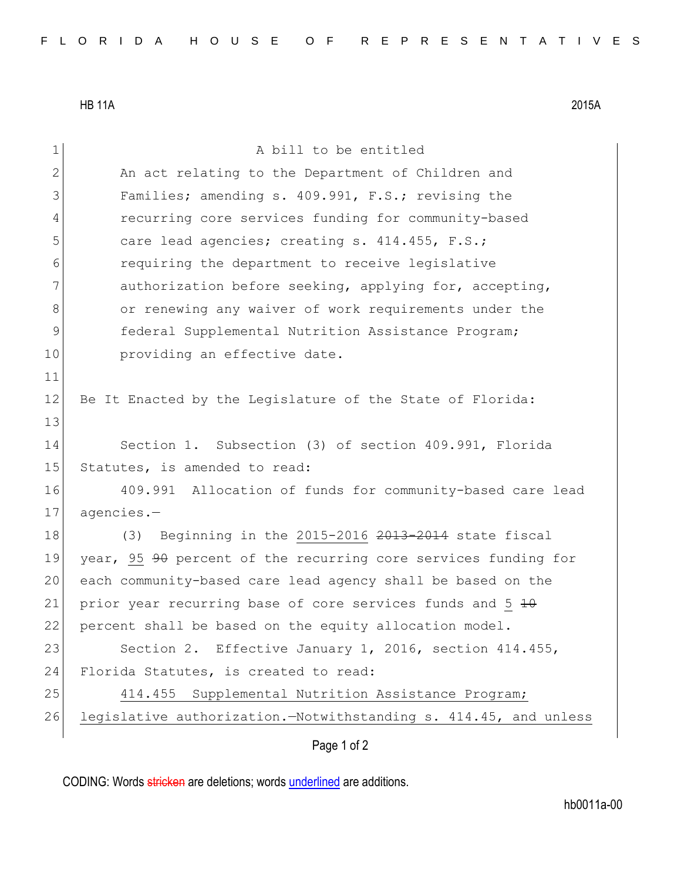HB 11A 2015A

A bill to be entitled

An act relating to the Department of Children and Families; amending s. 409.991, F.S.; revising the recurring core services funding for community-based care lead agencies; creating s. 414.455, F.S.; requiring the department to receive legislative authorization before seeking, applying for, accepting, or renewing any waiver of work requirements under the federal Supplemental Nutrition Assistance Program; providing an effective date.

Be It Enacted by the Legislature of the State of Florida:

Section 1. Subsection (3) of section 409.991, Florida Statutes, is amended to read:

409.991 Allocation of funds for community-based care lead agencies.—

(3) Beginning in the 2015-2016 ~~2013-2014~~ state fiscal year, 95 ~~90~~ percent of the recurring core services funding for each community-based care lead agency shall be based on the prior year recurring base of core services funds and 5 ~~10~~ percent shall be based on the equity allocation model.

Section 2. Effective January 1, 2016, section 414.455, Florida Statutes, is created to read:

414.455 Supplemental Nutrition Assistance Program; legislative authorization.—Notwithstanding s. 414.45, and unless

CODING: Words ~~stricken~~ are deletions; words underlined are additions.

hb0011a-00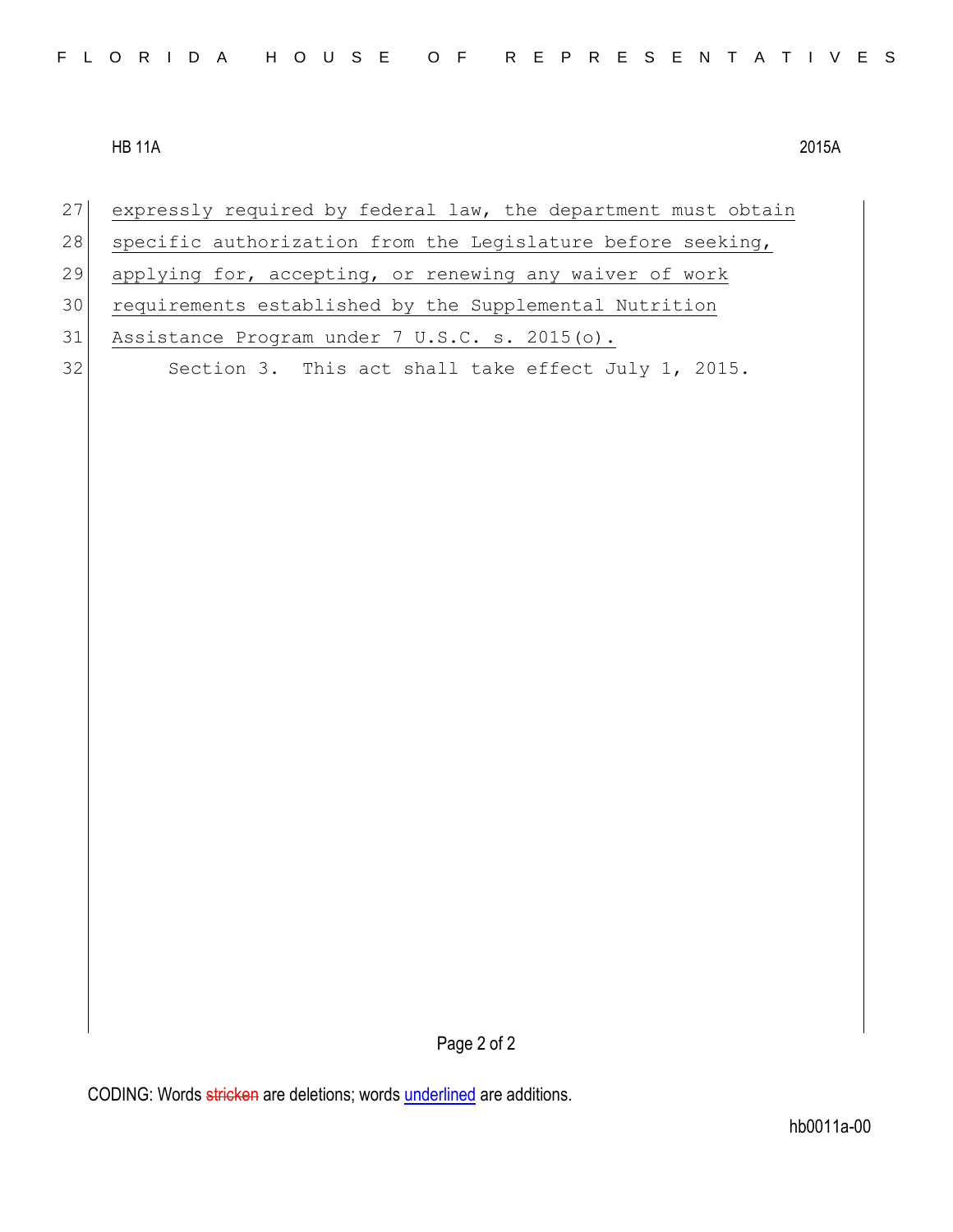expressly required by federal law, the department must obtain specific authorization from the Legislature before seeking, applying for, accepting, or renewing any waiver of work requirements established by the Supplemental Nutrition Assistance Program under 7 U.S.C. s. 2015(o).

Section 3. This act shall take effect July 1, 2015.

CODING: Words stricken are deletions; words underlined are additions.